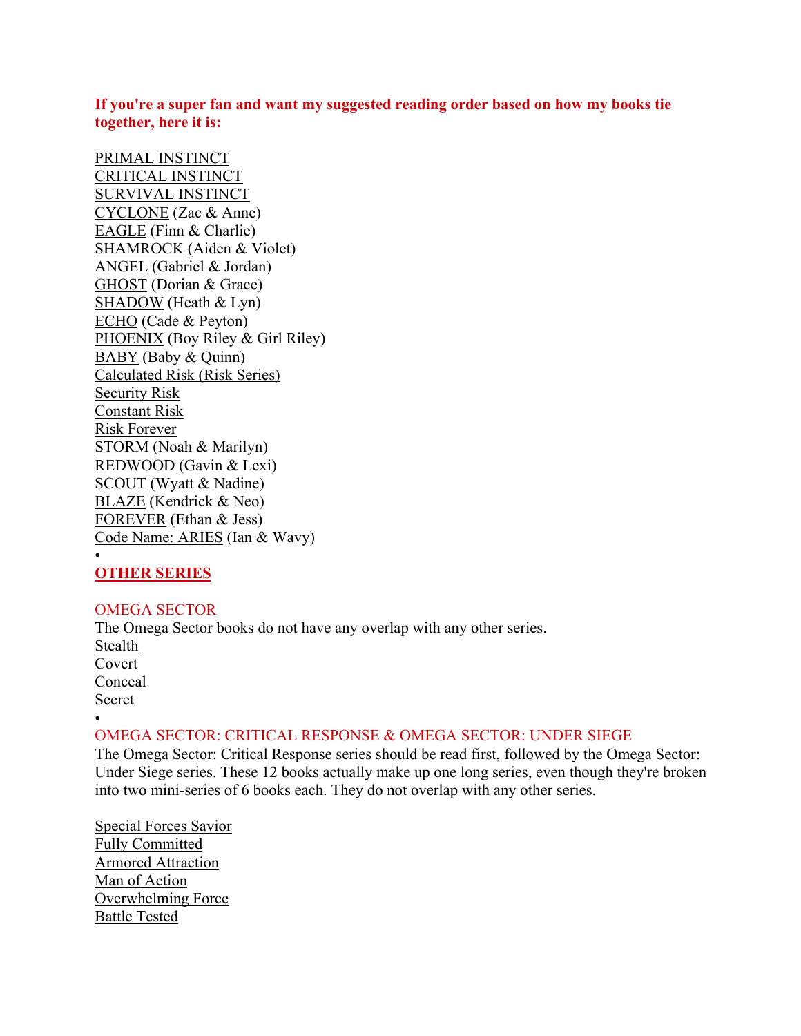**If you're a super fan and want my suggested reading order based on how my books tie together, here it is:**

PRIMAL INSTINCT
CRITICAL INSTINCT
SURVIVAL INSTINCT
CYCLONE (Zac & Anne)
EAGLE (Finn & Charlie)
SHAMROCK (Aiden & Violet)
ANGEL (Gabriel & Jordan)
GHOST (Dorian & Grace)
SHADOW (Heath & Lyn)
ECHO (Cade & Peyton)
PHOENIX (Boy Riley & Girl Riley)
BABY (Baby & Quinn)
Calculated Risk (Risk Series)
Security Risk
Constant Risk
Risk Forever
STORM (Noah & Marilyn)
REDWOOD (Gavin & Lexi)
SCOUT (Wyatt & Nadine)
BLAZE (Kendrick & Neo)
FOREVER (Ethan & Jess)
Code Name: ARIES (Ian & Wavy)

•

## OTHER SERIES

### OMEGA SECTOR

The Omega Sector books do not have any overlap with any other series.

Stealth
Covert
Conceal
Secret

•

### OMEGA SECTOR: CRITICAL RESPONSE & OMEGA SECTOR: UNDER SIEGE

The Omega Sector: Critical Response series should be read first, followed by the Omega Sector: Under Siege series. These 12 books actually make up one long series, even though they're broken into two mini-series of 6 books each. They do not overlap with any other series.

Special Forces Savior
Fully Committed
Armored Attraction
Man of Action
Overwhelming Force
Battle Tested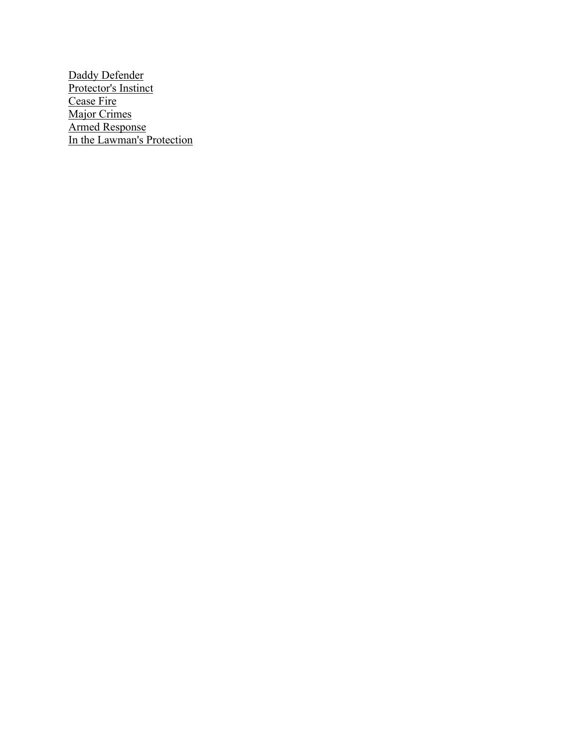Daddy Defender
Protector's Instinct
Cease Fire
Major Crimes
Armed Response
In the Lawman's Protection